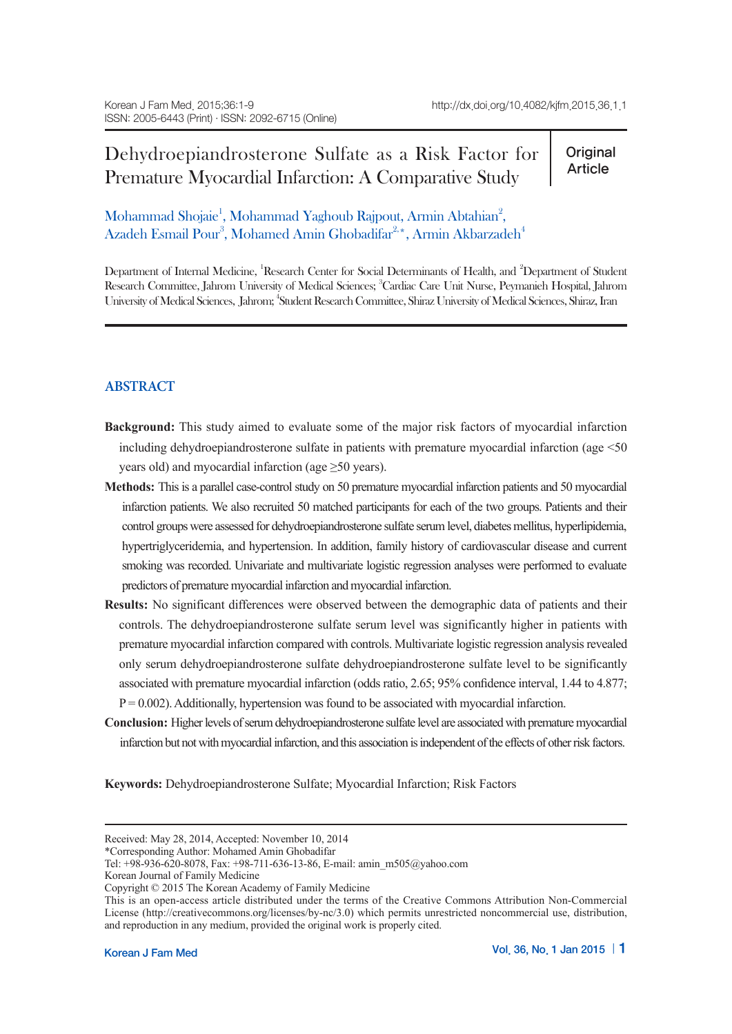# Dehydroepiandrosterone Sulfate as a Risk Factor for Premature Myocardial Infarction: A Comparative Study

**Original Article**

Mohammad Shojaie[1], Mohammad Yaghoub Rajpout, Armin Abtahian[2], Azadeh Esmail Pour[3], Mohamed Amin Ghobadifar[2,*], Armin Akbarzadeh[4]

Department of Internal Medicine, [1]Research Center for Social Determinants of Health, and [2]Department of Student Research Committee, Jahrom University of Medical Sciences; [3]Cardiac Care Unit Nurse, Peymanieh Hospital, Jahrom University of Medical Sciences, Jahrom; [4]Student Research Committee, Shiraz University of Medical Sciences, Shiraz, Iran

## ABSTRACT

**Background:** This study aimed to evaluate some of the major risk factors of myocardial infarction including dehydroepiandrosterone sulfate in patients with premature myocardial infarction (age <50 years old) and myocardial infarction (age ≥50 years).

**Methods:** This is a parallel case-control study on 50 premature myocardial infarction patients and 50 myocardial infarction patients. We also recruited 50 matched participants for each of the two groups. Patients and their control groups were assessed for dehydroepiandrosterone sulfate serum level, diabetes mellitus, hyperlipidemia, hypertriglyceridemia, and hypertension. In addition, family history of cardiovascular disease and current smoking was recorded. Univariate and multivariate logistic regression analyses were performed to evaluate predictors of premature myocardial infarction and myocardial infarction.

**Results:** No significant differences were observed between the demographic data of patients and their controls. The dehydroepiandrosterone sulfate serum level was significantly higher in patients with premature myocardial infarction compared with controls. Multivariate logistic regression analysis revealed only serum dehydroepiandrosterone sulfate dehydroepiandrosterone sulfate level to be significantly associated with premature myocardial infarction (odds ratio, 2.65; 95% confidence interval, 1.44 to 4.877; P = 0.002). Additionally, hypertension was found to be associated with myocardial infarction.

**Conclusion:** Higher levels of serum dehydroepiandrosterone sulfate level are associated with premature myocardial infarction but not with myocardial infarction, and this association is independent of the effects of other risk factors.

**Keywords:** Dehydroepiandrosterone Sulfate; Myocardial Infarction; Risk Factors

---

Received: May 28, 2014, Accepted: November 10, 2014

*Corresponding Author: Mohamed Amin Ghobadifar

Tel: +98-936-620-8078, Fax: +98-711-636-13-86, E-mail: amin_m505@yahoo.com

Korean Journal of Family Medicine

Copyright © 2015 The Korean Academy of Family Medicine

This is an open-access article distributed under the terms of the Creative Commons Attribution Non-Commercial License (http://creativecommons.org/licenses/by-nc/3.0) which permits unrestricted noncommercial use, distribution, and reproduction in any medium, provided the original work is properly cited.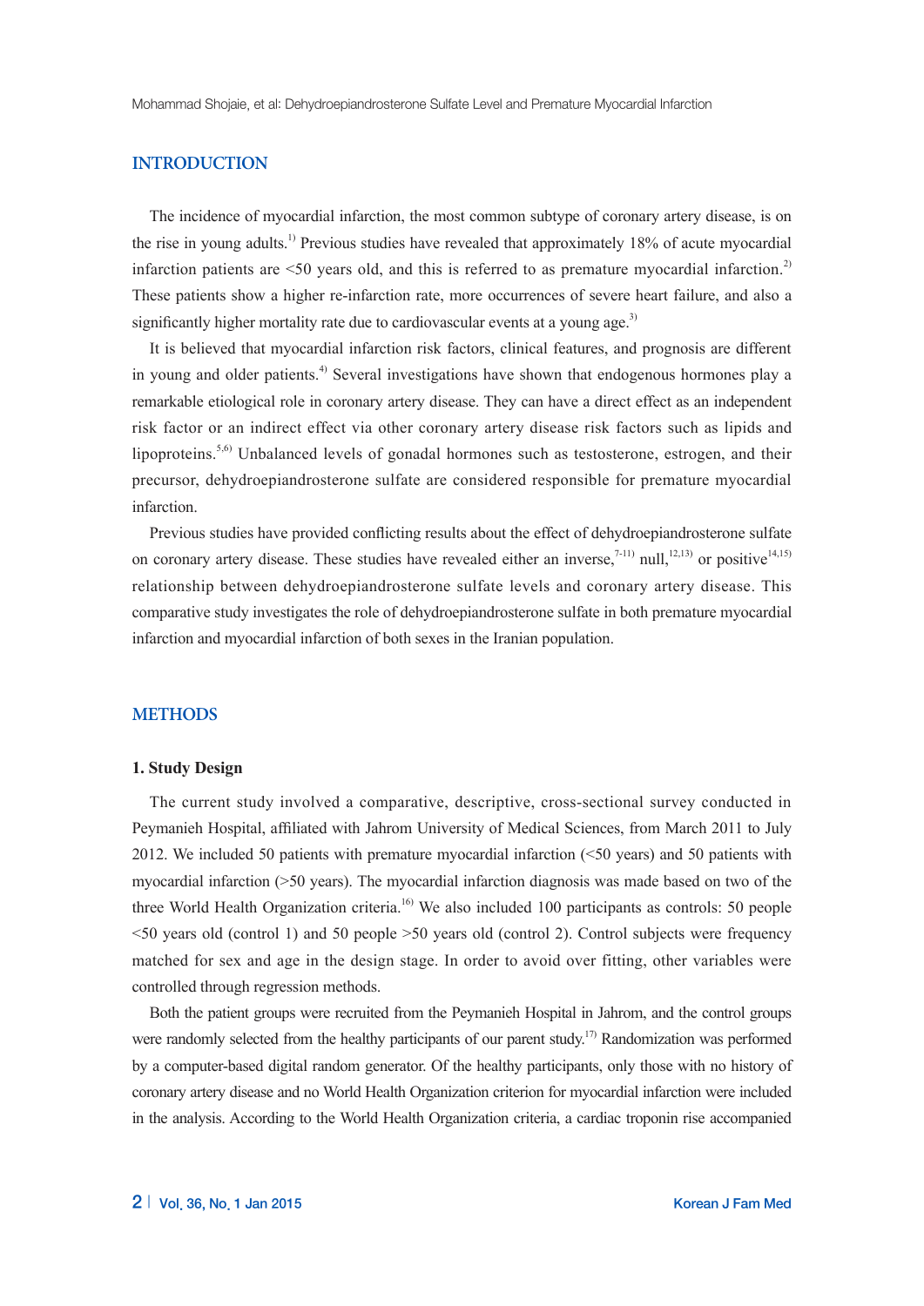## INTRODUCTION

The incidence of myocardial infarction, the most common subtype of coronary artery disease, is on the rise in young adults.[1] Previous studies have revealed that approximately 18% of acute myocardial infarction patients are <50 years old, and this is referred to as premature myocardial infarction.[2] These patients show a higher re-infarction rate, more occurrences of severe heart failure, and also a significantly higher mortality rate due to cardiovascular events at a young age.[3]

It is believed that myocardial infarction risk factors, clinical features, and prognosis are different in young and older patients.[4] Several investigations have shown that endogenous hormones play a remarkable etiological role in coronary artery disease. They can have a direct effect as an independent risk factor or an indirect effect via other coronary artery disease risk factors such as lipids and lipoproteins.[5,6] Unbalanced levels of gonadal hormones such as testosterone, estrogen, and their precursor, dehydroepiandrosterone sulfate are considered responsible for premature myocardial infarction.

Previous studies have provided conflicting results about the effect of dehydroepiandrosterone sulfate on coronary artery disease. These studies have revealed either an inverse,[7-11] null,[12,13] or positive[14,15] relationship between dehydroepiandrosterone sulfate levels and coronary artery disease. This comparative study investigates the role of dehydroepiandrosterone sulfate in both premature myocardial infarction and myocardial infarction of both sexes in the Iranian population.

## METHODS

### 1. Study Design

The current study involved a comparative, descriptive, cross-sectional survey conducted in Peymanieh Hospital, affiliated with Jahrom University of Medical Sciences, from March 2011 to July 2012. We included 50 patients with premature myocardial infarction (<50 years) and 50 patients with myocardial infarction (>50 years). The myocardial infarction diagnosis was made based on two of the three World Health Organization criteria.[16] We also included 100 participants as controls: 50 people <50 years old (control 1) and 50 people >50 years old (control 2). Control subjects were frequency matched for sex and age in the design stage. In order to avoid over fitting, other variables were controlled through regression methods.

Both the patient groups were recruited from the Peymanieh Hospital in Jahrom, and the control groups were randomly selected from the healthy participants of our parent study.[17] Randomization was performed by a computer-based digital random generator. Of the healthy participants, only those with no history of coronary artery disease and no World Health Organization criterion for myocardial infarction were included in the analysis. According to the World Health Organization criteria, a cardiac troponin rise accompanied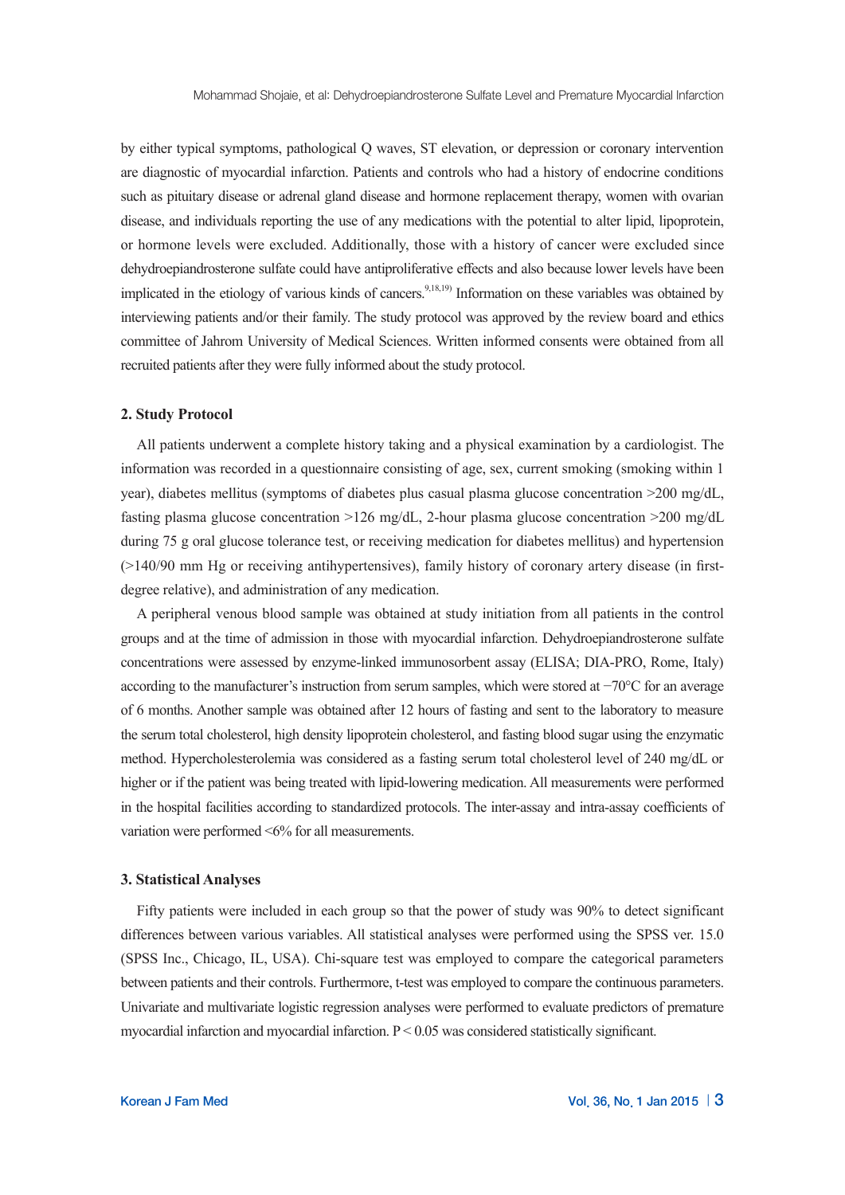by either typical symptoms, pathological Q waves, ST elevation, or depression or coronary intervention are diagnostic of myocardial infarction. Patients and controls who had a history of endocrine conditions such as pituitary disease or adrenal gland disease and hormone replacement therapy, women with ovarian disease, and individuals reporting the use of any medications with the potential to alter lipid, lipoprotein, or hormone levels were excluded. Additionally, those with a history of cancer were excluded since dehydroepiandrosterone sulfate could have antiproliferative effects and also because lower levels have been implicated in the etiology of various kinds of cancers.[9,18,19] Information on these variables was obtained by interviewing patients and/or their family. The study protocol was approved by the review board and ethics committee of Jahrom University of Medical Sciences. Written informed consents were obtained from all recruited patients after they were fully informed about the study protocol.

### 2. Study Protocol

All patients underwent a complete history taking and a physical examination by a cardiologist. The information was recorded in a questionnaire consisting of age, sex, current smoking (smoking within 1 year), diabetes mellitus (symptoms of diabetes plus casual plasma glucose concentration >200 mg/dL, fasting plasma glucose concentration >126 mg/dL, 2-hour plasma glucose concentration >200 mg/dL during 75 g oral glucose tolerance test, or receiving medication for diabetes mellitus) and hypertension (>140/90 mm Hg or receiving antihypertensives), family history of coronary artery disease (in first-degree relative), and administration of any medication.

A peripheral venous blood sample was obtained at study initiation from all patients in the control groups and at the time of admission in those with myocardial infarction. Dehydroepiandrosterone sulfate concentrations were assessed by enzyme-linked immunosorbent assay (ELISA; DIA-PRO, Rome, Italy) according to the manufacturer's instruction from serum samples, which were stored at −70°C for an average of 6 months. Another sample was obtained after 12 hours of fasting and sent to the laboratory to measure the serum total cholesterol, high density lipoprotein cholesterol, and fasting blood sugar using the enzymatic method. Hypercholesterolemia was considered as a fasting serum total cholesterol level of 240 mg/dL or higher or if the patient was being treated with lipid-lowering medication. All measurements were performed in the hospital facilities according to standardized protocols. The inter-assay and intra-assay coefficients of variation were performed <6% for all measurements.

### 3. Statistical Analyses

Fifty patients were included in each group so that the power of study was 90% to detect significant differences between various variables. All statistical analyses were performed using the SPSS ver. 15.0 (SPSS Inc., Chicago, IL, USA). Chi-square test was employed to compare the categorical parameters between patients and their controls. Furthermore, t-test was employed to compare the continuous parameters. Univariate and multivariate logistic regression analyses were performed to evaluate predictors of premature myocardial infarction and myocardial infarction. $P < 0.05$ was considered statistically significant.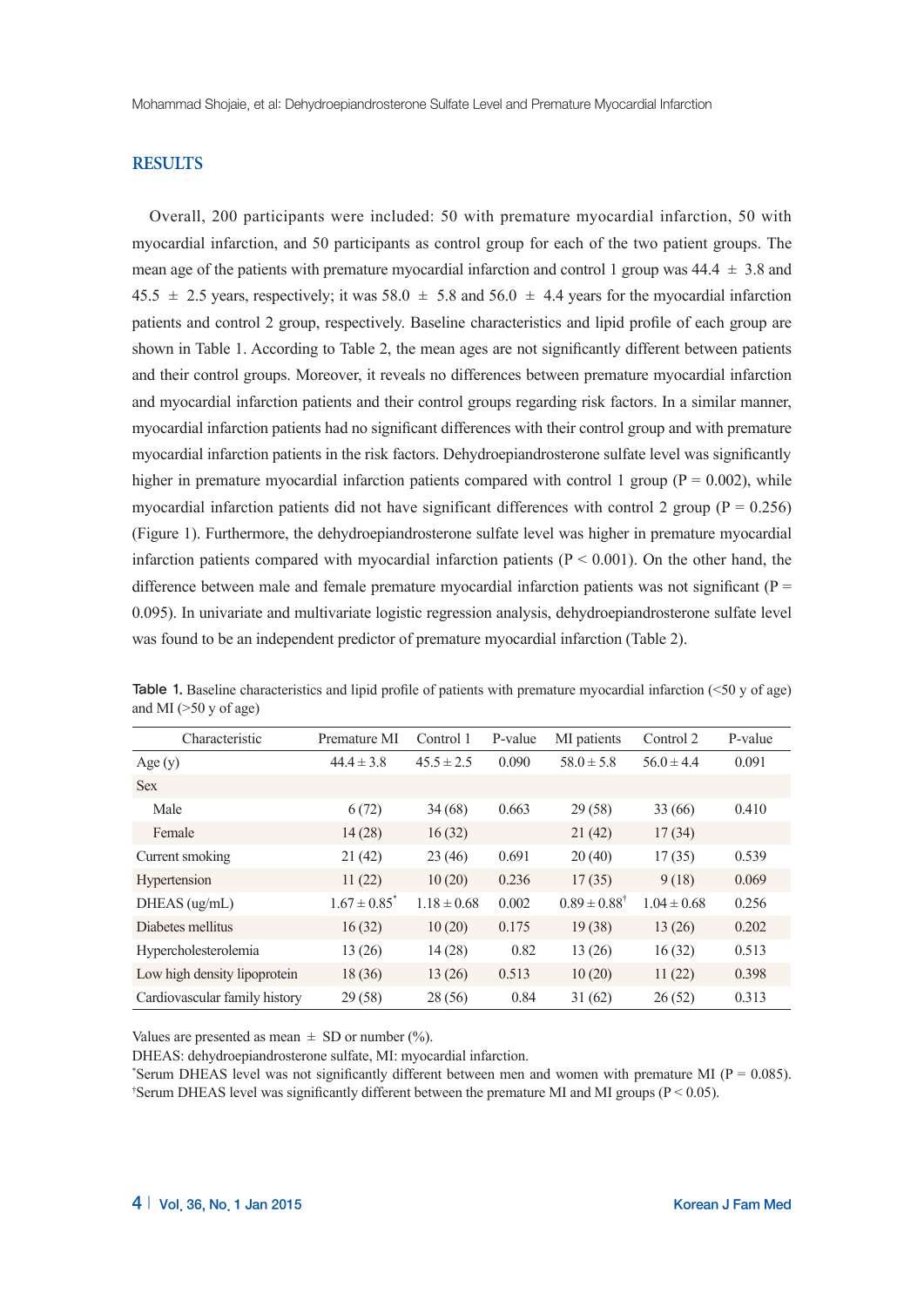## RESULTS

Overall, 200 participants were included: 50 with premature myocardial infarction, 50 with myocardial infarction, and 50 participants as control group for each of the two patient groups. The mean age of the patients with premature myocardial infarction and control 1 group was 44.4 ± 3.8 and 45.5 ± 2.5 years, respectively; it was 58.0 ± 5.8 and 56.0 ± 4.4 years for the myocardial infarction patients and control 2 group, respectively. Baseline characteristics and lipid profile of each group are shown in Table 1. According to Table 2, the mean ages are not significantly different between patients and their control groups. Moreover, it reveals no differences between premature myocardial infarction and myocardial infarction patients and their control groups regarding risk factors. In a similar manner, myocardial infarction patients had no significant differences with their control group and with premature myocardial infarction patients in the risk factors. Dehydroepiandrosterone sulfate level was significantly higher in premature myocardial infarction patients compared with control 1 group (P = 0.002), while myocardial infarction patients did not have significant differences with control 2 group (P = 0.256) (Figure 1). Furthermore, the dehydroepiandrosterone sulfate level was higher in premature myocardial infarction patients compared with myocardial infarction patients (P < 0.001). On the other hand, the difference between male and female premature myocardial infarction patients was not significant (P = 0.095). In univariate and multivariate logistic regression analysis, dehydroepiandrosterone sulfate level was found to be an independent predictor of premature myocardial infarction (Table 2).

**Table 1.** Baseline characteristics and lipid profile of patients with premature myocardial infarction (<50 y of age) and MI (>50 y of age)

| Characteristic | Premature MI | Control 1 | P-value | MI patients | Control 2 | P-value |
|---|---|---|---|---|---|---|
| Age (y) | 44.4 ± 3.8 | 45.5 ± 2.5 | 0.090 | 58.0 ± 5.8 | 56.0 ± 4.4 | 0.091 |
| Sex | | | | | | |
| Male | 6 (72) | 34 (68) | 0.663 | 29 (58) | 33 (66) | 0.410 |
| Female | 14 (28) | 16 (32) | | 21 (42) | 17 (34) | |
| Current smoking | 21 (42) | 23 (46) | 0.691 | 20 (40) | 17 (35) | 0.539 |
| Hypertension | 11 (22) | 10 (20) | 0.236 | 17 (35) | 9 (18) | 0.069 |
| DHEAS (ug/mL) | 1.67 ± 0.85* | 1.18 ± 0.68 | 0.002 | 0.89 ± 0.88† | 1.04 ± 0.68 | 0.256 |
| Diabetes mellitus | 16 (32) | 10 (20) | 0.175 | 19 (38) | 13 (26) | 0.202 |
| Hypercholesterolemia | 13 (26) | 14 (28) | 0.82 | 13 (26) | 16 (32) | 0.513 |
| Low high density lipoprotein | 18 (36) | 13 (26) | 0.513 | 10 (20) | 11 (22) | 0.398 |
| Cardiovascular family history | 29 (58) | 28 (56) | 0.84 | 31 (62) | 26 (52) | 0.313 |

Values are presented as mean ± SD or number (%).
DHEAS: dehydroepiandrosterone sulfate, MI: myocardial infarction.
*Serum DHEAS level was not significantly different between men and women with premature MI (P = 0.085).
†Serum DHEAS level was significantly different between the premature MI and MI groups (P < 0.05).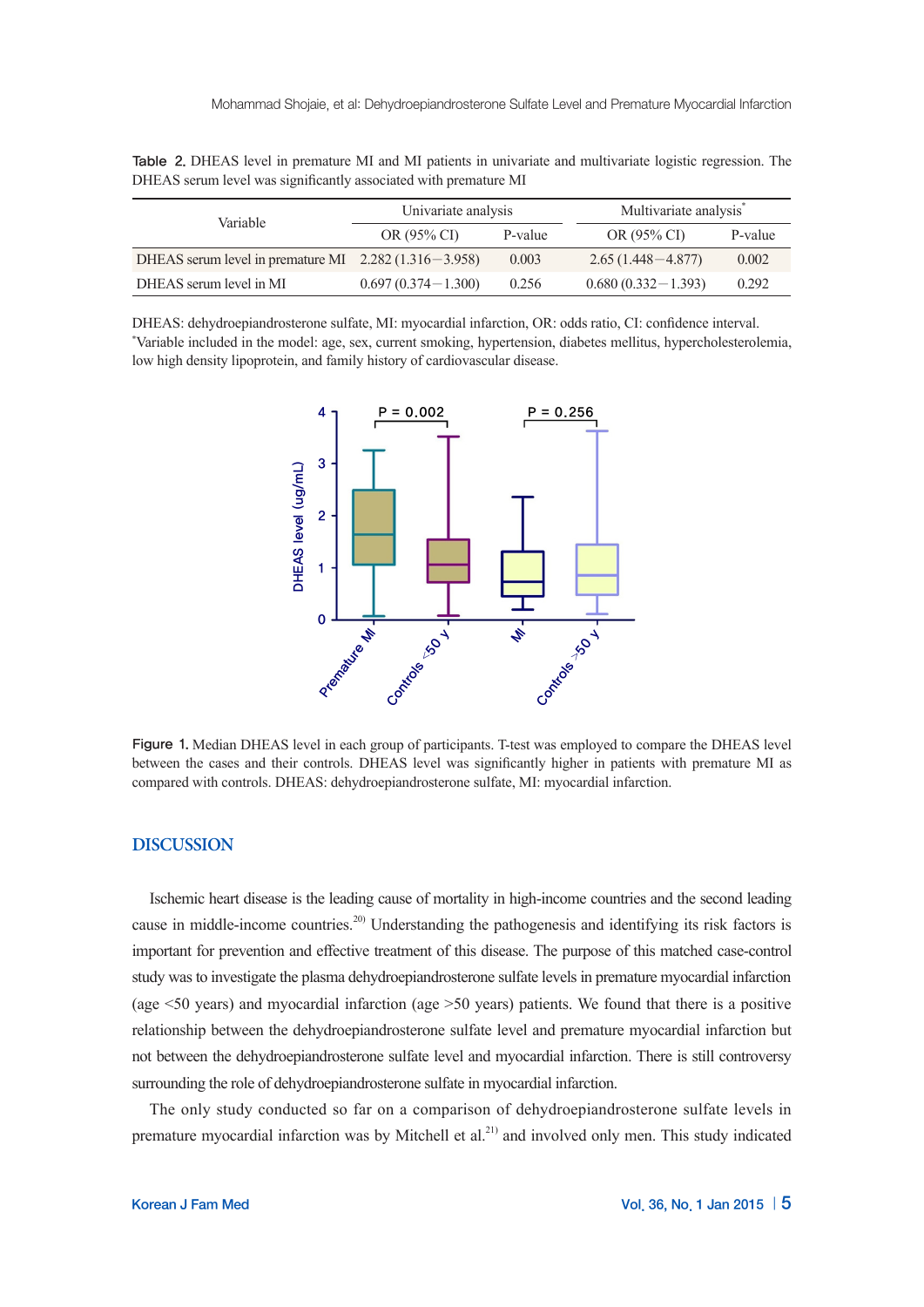Table 2. DHEAS level in premature MI and MI patients in univariate and multivariate logistic regression. The DHEAS serum level was significantly associated with premature MI

| Variable | Univariate analysis | | Multivariate analysis* | |
|---|---|---|---|---|
| | OR (95% CI) | P-value | OR (95% CI) | P-value |
| DHEAS serum level in premature MI | 2.282 (1.316–3.958) | 0.003 | 2.65 (1.448–4.877) | 0.002 |
| DHEAS serum level in MI | 0.697 (0.374–1.300) | 0.256 | 0.680 (0.332–1.393) | 0.292 |

DHEAS: dehydroepiandrosterone sulfate, MI: myocardial infarction, OR: odds ratio, CI: confidence interval.
*Variable included in the model: age, sex, current smoking, hypertension, diabetes mellitus, hypercholesterolemia, low high density lipoprotein, and family history of cardiovascular disease.

Figure 1. Median DHEAS level in each group of participants. T-test was employed to compare the DHEAS level between the cases and their controls. DHEAS level was significantly higher in patients with premature MI as compared with controls. DHEAS: dehydroepiandrosterone sulfate, MI: myocardial infarction.

## DISCUSSION

Ischemic heart disease is the leading cause of mortality in high-income countries and the second leading cause in middle-income countries.[20] Understanding the pathogenesis and identifying its risk factors is important for prevention and effective treatment of this disease. The purpose of this matched case-control study was to investigate the plasma dehydroepiandrosterone sulfate levels in premature myocardial infarction (age <50 years) and myocardial infarction (age >50 years) patients. We found that there is a positive relationship between the dehydroepiandrosterone sulfate level and premature myocardial infarction but not between the dehydroepiandrosterone sulfate level and myocardial infarction. There is still controversy surrounding the role of dehydroepiandrosterone sulfate in myocardial infarction.

The only study conducted so far on a comparison of dehydroepiandrosterone sulfate levels in premature myocardial infarction was by Mitchell et al.[21] and involved only men. This study indicated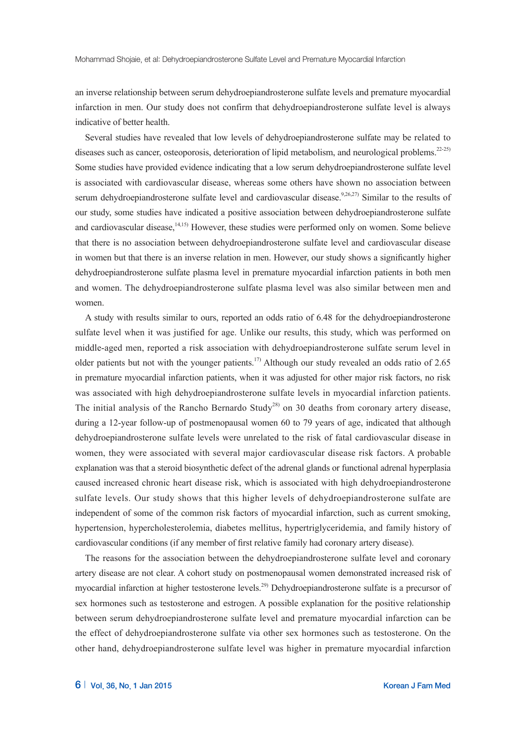an inverse relationship between serum dehydroepiandrosterone sulfate levels and premature myocardial infarction in men. Our study does not confirm that dehydroepiandrosterone sulfate level is always indicative of better health.

Several studies have revealed that low levels of dehydroepiandrosterone sulfate may be related to diseases such as cancer, osteoporosis, deterioration of lipid metabolism, and neurological problems.[22-25] Some studies have provided evidence indicating that a low serum dehydroepiandrosterone sulfate level is associated with cardiovascular disease, whereas some others have shown no association between serum dehydroepiandrosterone sulfate level and cardiovascular disease.[9,26,27] Similar to the results of our study, some studies have indicated a positive association between dehydroepiandrosterone sulfate and cardiovascular disease,[14,15] However, these studies were performed only on women. Some believe that there is no association between dehydroepiandrosterone sulfate level and cardiovascular disease in women but that there is an inverse relation in men. However, our study shows a significantly higher dehydroepiandrosterone sulfate plasma level in premature myocardial infarction patients in both men and women. The dehydroepiandrosterone sulfate plasma level was also similar between men and women.

A study with results similar to ours, reported an odds ratio of 6.48 for the dehydroepiandrosterone sulfate level when it was justified for age. Unlike our results, this study, which was performed on middle-aged men, reported a risk association with dehydroepiandrosterone sulfate serum level in older patients but not with the younger patients.[17] Although our study revealed an odds ratio of 2.65 in premature myocardial infarction patients, when it was adjusted for other major risk factors, no risk was associated with high dehydroepiandrosterone sulfate levels in myocardial infarction patients. The initial analysis of the Rancho Bernardo Study[28] on 30 deaths from coronary artery disease, during a 12-year follow-up of postmenopausal women 60 to 79 years of age, indicated that although dehydroepiandrosterone sulfate levels were unrelated to the risk of fatal cardiovascular disease in women, they were associated with several major cardiovascular disease risk factors. A probable explanation was that a steroid biosynthetic defect of the adrenal glands or functional adrenal hyperplasia caused increased chronic heart disease risk, which is associated with high dehydroepiandrosterone sulfate levels. Our study shows that this higher levels of dehydroepiandrosterone sulfate are independent of some of the common risk factors of myocardial infarction, such as current smoking, hypertension, hypercholesterolemia, diabetes mellitus, hypertriglyceridemia, and family history of cardiovascular conditions (if any member of first relative family had coronary artery disease).

The reasons for the association between the dehydroepiandrosterone sulfate level and coronary artery disease are not clear. A cohort study on postmenopausal women demonstrated increased risk of myocardial infarction at higher testosterone levels.[29] Dehydroepiandrosterone sulfate is a precursor of sex hormones such as testosterone and estrogen. A possible explanation for the positive relationship between serum dehydroepiandrosterone sulfate level and premature myocardial infarction can be the effect of dehydroepiandrosterone sulfate via other sex hormones such as testosterone. On the other hand, dehydroepiandrosterone sulfate level was higher in premature myocardial infarction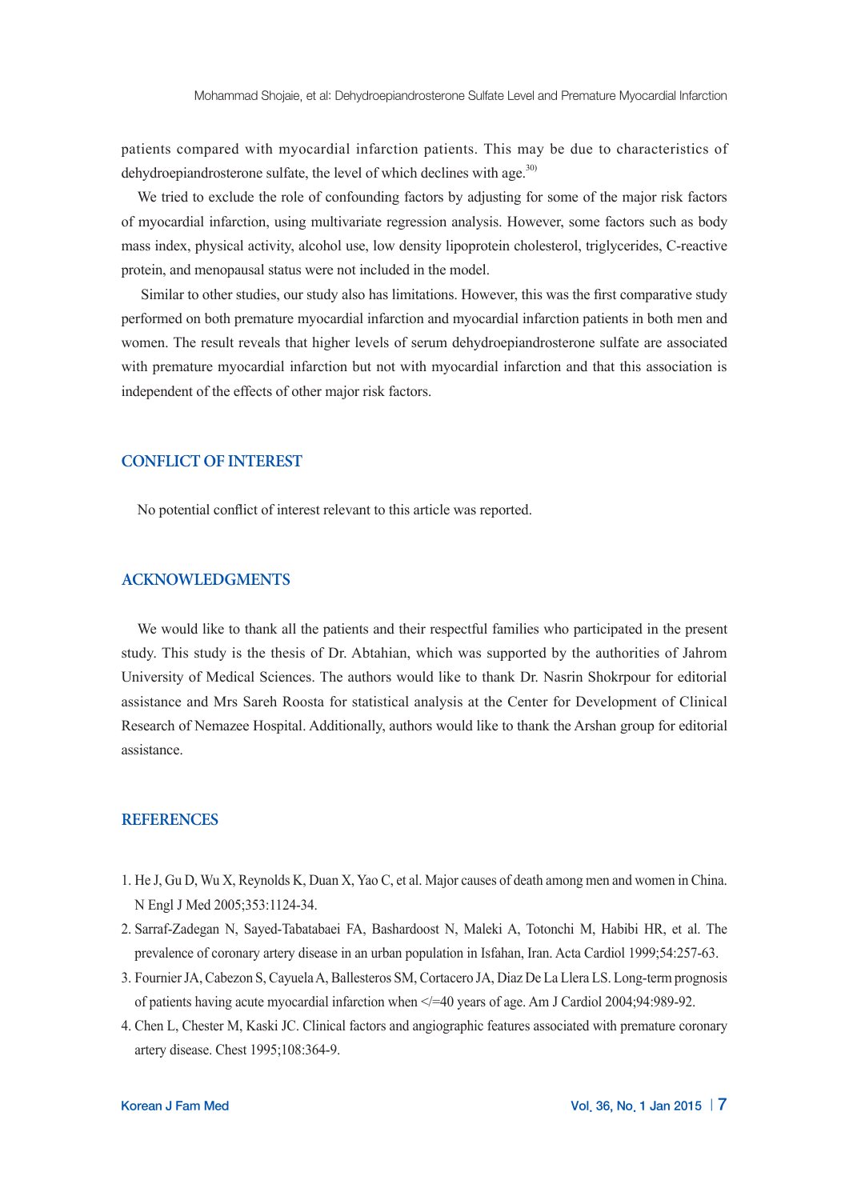patients compared with myocardial infarction patients. This may be due to characteristics of dehydroepiandrosterone sulfate, the level of which declines with age.[30]

We tried to exclude the role of confounding factors by adjusting for some of the major risk factors of myocardial infarction, using multivariate regression analysis. However, some factors such as body mass index, physical activity, alcohol use, low density lipoprotein cholesterol, triglycerides, C-reactive protein, and menopausal status were not included in the model.

Similar to other studies, our study also has limitations. However, this was the first comparative study performed on both premature myocardial infarction and myocardial infarction patients in both men and women. The result reveals that higher levels of serum dehydroepiandrosterone sulfate are associated with premature myocardial infarction but not with myocardial infarction and that this association is independent of the effects of other major risk factors.

## CONFLICT OF INTEREST

No potential conflict of interest relevant to this article was reported.

## ACKNOWLEDGMENTS

We would like to thank all the patients and their respectful families who participated in the present study. This study is the thesis of Dr. Abtahian, which was supported by the authorities of Jahrom University of Medical Sciences. The authors would like to thank Dr. Nasrin Shokrpour for editorial assistance and Mrs Sareh Roosta for statistical analysis at the Center for Development of Clinical Research of Nemazee Hospital. Additionally, authors would like to thank the Arshan group for editorial assistance.

## REFERENCES

1. He J, Gu D, Wu X, Reynolds K, Duan X, Yao C, et al. Major causes of death among men and women in China. N Engl J Med 2005;353:1124-34.
2. Sarraf-Zadegan N, Sayed-Tabatabaei FA, Bashardoost N, Maleki A, Totonchi M, Habibi HR, et al. The prevalence of coronary artery disease in an urban population in Isfahan, Iran. Acta Cardiol 1999;54:257-63.
3. Fournier JA, Cabezon S, Cayuela A, Ballesteros SM, Cortacero JA, Diaz De La Llera LS. Long-term prognosis of patients having acute myocardial infarction when </=40 years of age. Am J Cardiol 2004;94:989-92.
4. Chen L, Chester M, Kaski JC. Clinical factors and angiographic features associated with premature coronary artery disease. Chest 1995;108:364-9.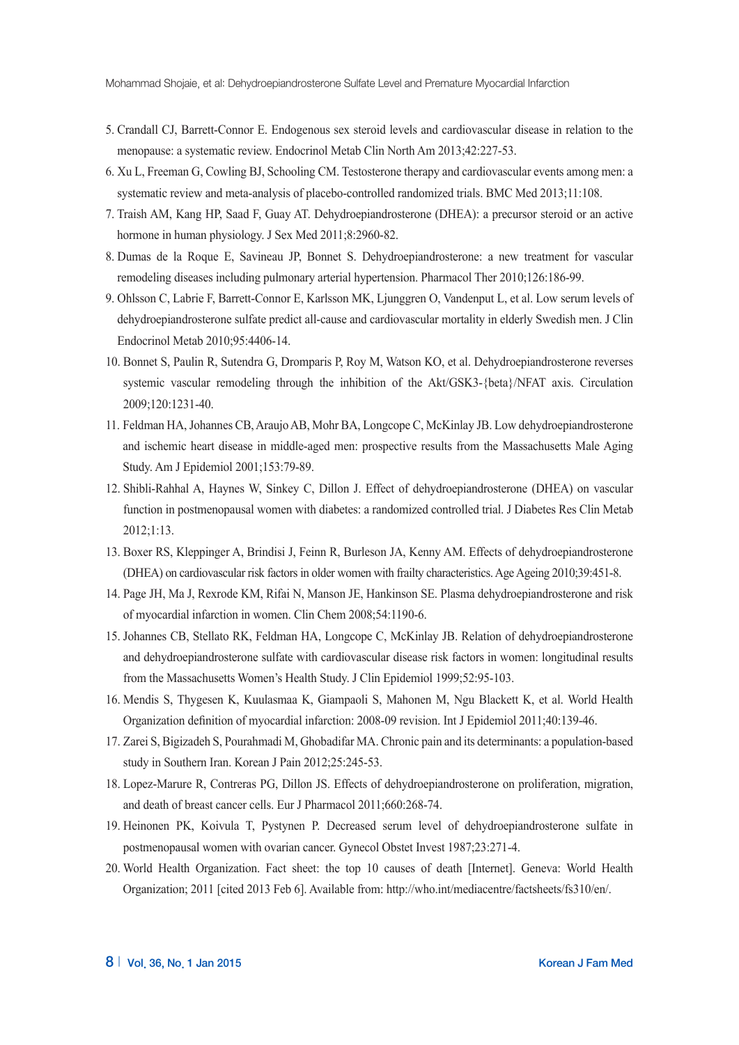5. Crandall CJ, Barrett-Connor E. Endogenous sex steroid levels and cardiovascular disease in relation to the menopause: a systematic review. Endocrinol Metab Clin North Am 2013;42:227-53.
6. Xu L, Freeman G, Cowling BJ, Schooling CM. Testosterone therapy and cardiovascular events among men: a systematic review and meta-analysis of placebo-controlled randomized trials. BMC Med 2013;11:108.
7. Traish AM, Kang HP, Saad F, Guay AT. Dehydroepiandrosterone (DHEA): a precursor steroid or an active hormone in human physiology. J Sex Med 2011;8:2960-82.
8. Dumas de la Roque E, Savineau JP, Bonnet S. Dehydroepiandrosterone: a new treatment for vascular remodeling diseases including pulmonary arterial hypertension. Pharmacol Ther 2010;126:186-99.
9. Ohlsson C, Labrie F, Barrett-Connor E, Karlsson MK, Ljunggren O, Vandenput L, et al. Low serum levels of dehydroepiandrosterone sulfate predict all-cause and cardiovascular mortality in elderly Swedish men. J Clin Endocrinol Metab 2010;95:4406-14.
10. Bonnet S, Paulin R, Sutendra G, Dromparis P, Roy M, Watson KO, et al. Dehydroepiandrosterone reverses systemic vascular remodeling through the inhibition of the Akt/GSK3-{beta}/NFAT axis. Circulation 2009;120:1231-40.
11. Feldman HA, Johannes CB, Araujo AB, Mohr BA, Longcope C, McKinlay JB. Low dehydroepiandrosterone and ischemic heart disease in middle-aged men: prospective results from the Massachusetts Male Aging Study. Am J Epidemiol 2001;153:79-89.
12. Shibli-Rahhal A, Haynes W, Sinkey C, Dillon J. Effect of dehydroepiandrosterone (DHEA) on vascular function in postmenopausal women with diabetes: a randomized controlled trial. J Diabetes Res Clin Metab 2012;1:13.
13. Boxer RS, Kleppinger A, Brindisi J, Feinn R, Burleson JA, Kenny AM. Effects of dehydroepiandrosterone (DHEA) on cardiovascular risk factors in older women with frailty characteristics. Age Ageing 2010;39:451-8.
14. Page JH, Ma J, Rexrode KM, Rifai N, Manson JE, Hankinson SE. Plasma dehydroepiandrosterone and risk of myocardial infarction in women. Clin Chem 2008;54:1190-6.
15. Johannes CB, Stellato RK, Feldman HA, Longcope C, McKinlay JB. Relation of dehydroepiandrosterone and dehydroepiandrosterone sulfate with cardiovascular disease risk factors in women: longitudinal results from the Massachusetts Women's Health Study. J Clin Epidemiol 1999;52:95-103.
16. Mendis S, Thygesen K, Kuulasmaa K, Giampaoli S, Mahonen M, Ngu Blackett K, et al. World Health Organization definition of myocardial infarction: 2008-09 revision. Int J Epidemiol 2011;40:139-46.
17. Zarei S, Bigizadeh S, Pourahmadi M, Ghobadifar MA. Chronic pain and its determinants: a population-based study in Southern Iran. Korean J Pain 2012;25:245-53.
18. Lopez-Marure R, Contreras PG, Dillon JS. Effects of dehydroepiandrosterone on proliferation, migration, and death of breast cancer cells. Eur J Pharmacol 2011;660:268-74.
19. Heinonen PK, Koivula T, Pystynen P. Decreased serum level of dehydroepiandrosterone sulfate in postmenopausal women with ovarian cancer. Gynecol Obstet Invest 1987;23:271-4.
20. World Health Organization. Fact sheet: the top 10 causes of death [Internet]. Geneva: World Health Organization; 2011 [cited 2013 Feb 6]. Available from: http://who.int/mediacentre/factsheets/fs310/en/.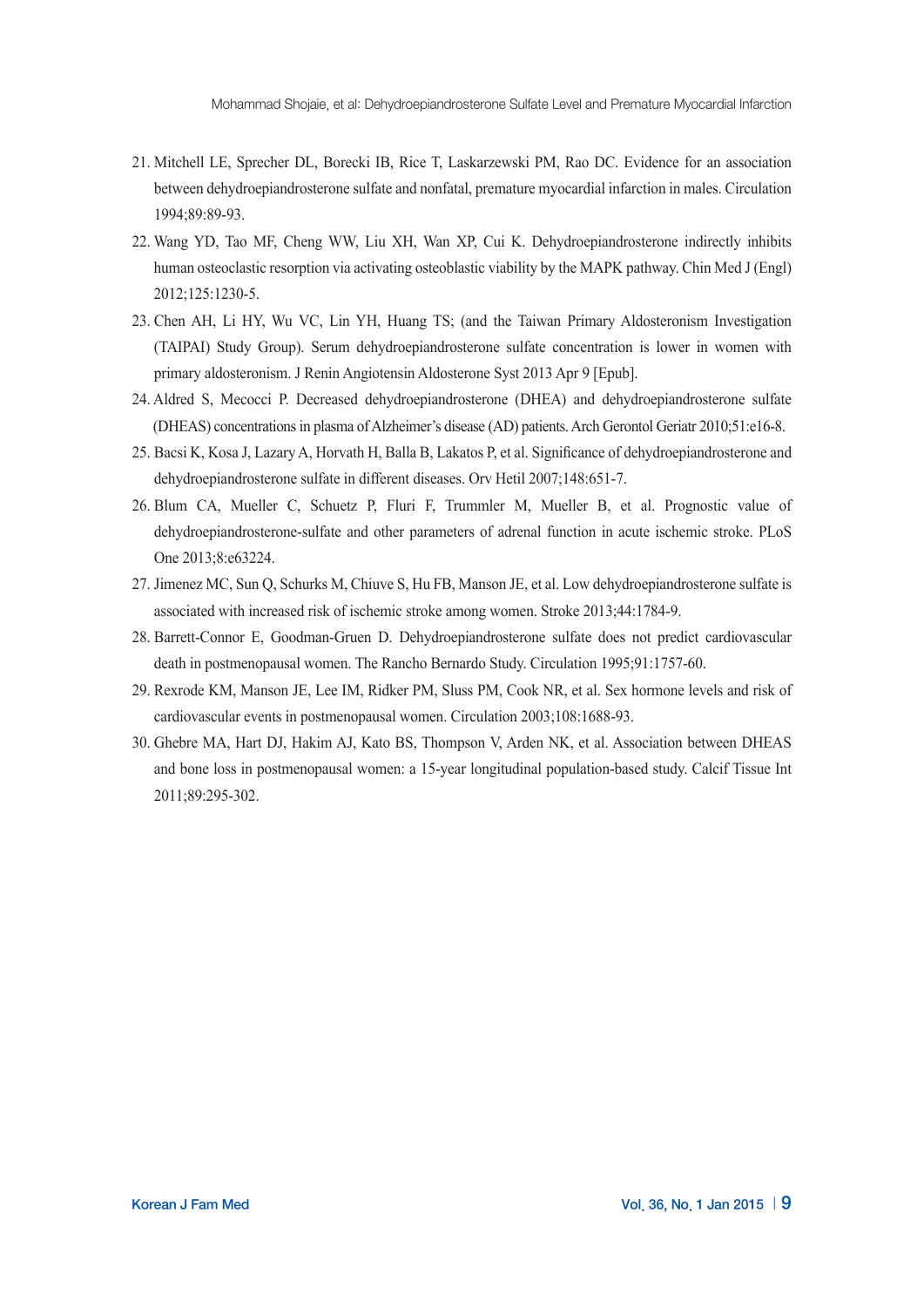21. Mitchell LE, Sprecher DL, Borecki IB, Rice T, Laskarzewski PM, Rao DC. Evidence for an association between dehydroepiandrosterone sulfate and nonfatal, premature myocardial infarction in males. Circulation 1994;89:89-93.
22. Wang YD, Tao MF, Cheng WW, Liu XH, Wan XP, Cui K. Dehydroepiandrosterone indirectly inhibits human osteoclastic resorption via activating osteoblastic viability by the MAPK pathway. Chin Med J (Engl) 2012;125:1230-5.
23. Chen AH, Li HY, Wu VC, Lin YH, Huang TS; (and the Taiwan Primary Aldosteronism Investigation (TAIPAI) Study Group). Serum dehydroepiandrosterone sulfate concentration is lower in women with primary aldosteronism. J Renin Angiotensin Aldosterone Syst 2013 Apr 9 [Epub].
24. Aldred S, Mecocci P. Decreased dehydroepiandrosterone (DHEA) and dehydroepiandrosterone sulfate (DHEAS) concentrations in plasma of Alzheimer's disease (AD) patients. Arch Gerontol Geriatr 2010;51:e16-8.
25. Bacsi K, Kosa J, Lazary A, Horvath H, Balla B, Lakatos P, et al. Significance of dehydroepiandrosterone and dehydroepiandrosterone sulfate in different diseases. Orv Hetil 2007;148:651-7.
26. Blum CA, Mueller C, Schuetz P, Fluri F, Trummler M, Mueller B, et al. Prognostic value of dehydroepiandrosterone-sulfate and other parameters of adrenal function in acute ischemic stroke. PLoS One 2013;8:e63224.
27. Jimenez MC, Sun Q, Schurks M, Chiuve S, Hu FB, Manson JE, et al. Low dehydroepiandrosterone sulfate is associated with increased risk of ischemic stroke among women. Stroke 2013;44:1784-9.
28. Barrett-Connor E, Goodman-Gruen D. Dehydroepiandrosterone sulfate does not predict cardiovascular death in postmenopausal women. The Rancho Bernardo Study. Circulation 1995;91:1757-60.
29. Rexrode KM, Manson JE, Lee IM, Ridker PM, Sluss PM, Cook NR, et al. Sex hormone levels and risk of cardiovascular events in postmenopausal women. Circulation 2003;108:1688-93.
30. Ghebre MA, Hart DJ, Hakim AJ, Kato BS, Thompson V, Arden NK, et al. Association between DHEAS and bone loss in postmenopausal women: a 15-year longitudinal population-based study. Calcif Tissue Int 2011;89:295-302.